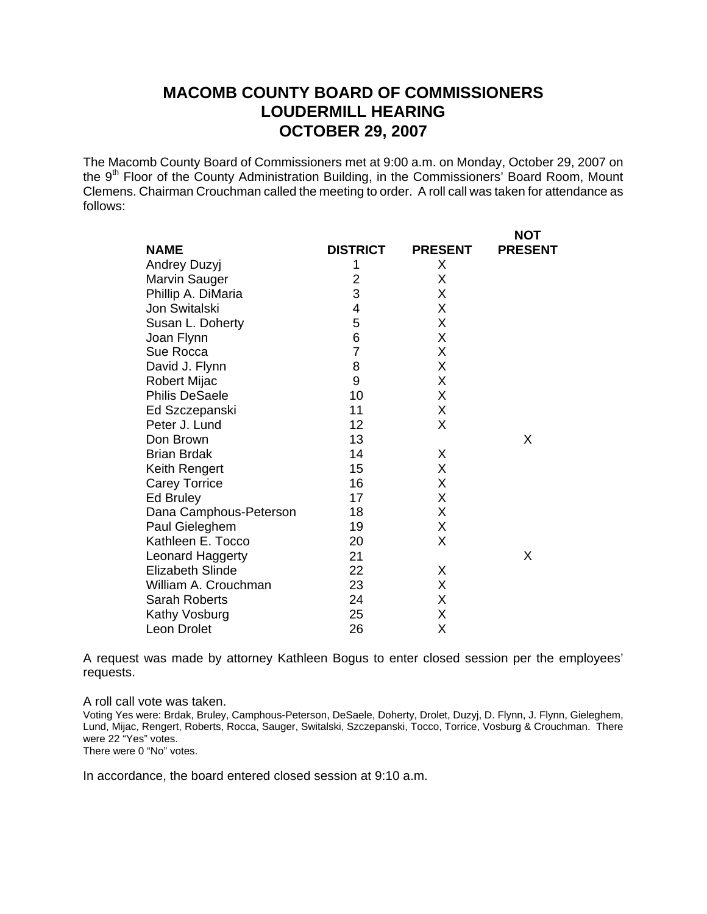# MACOMB COUNTY BOARD OF COMMISSIONERS
# LOUDERMILL HEARING
# OCTOBER 29, 2007

The Macomb County Board of Commissioners met at 9:00 a.m. on Monday, October 29, 2007 on the 9th Floor of the County Administration Building, in the Commissioners' Board Room, Mount Clemens. Chairman Crouchman called the meeting to order. A roll call was taken for attendance as follows:

| NAME | DISTRICT | PRESENT | NOT PRESENT |
|---|---|---|---|
| Andrey Duzyj | 1 | X | |
| Marvin Sauger | 2 | X | |
| Phillip A. DiMaria | 3 | X | |
| Jon Switalski | 4 | X | |
| Susan L. Doherty | 5 | X | |
| Joan Flynn | 6 | X | |
| Sue Rocca | 7 | X | |
| David J. Flynn | 8 | X | |
| Robert Mijac | 9 | X | |
| Philis DeSaele | 10 | X | |
| Ed Szczepanski | 11 | X | |
| Peter J. Lund | 12 | X | |
| Don Brown | 13 | | X |
| Brian Brdak | 14 | X | |
| Keith Rengert | 15 | X | |
| Carey Torrice | 16 | X | |
| Ed Bruley | 17 | X | |
| Dana Camphous-Peterson | 18 | X | |
| Paul Gieleghem | 19 | X | |
| Kathleen E. Tocco | 20 | X | |
| Leonard Haggerty | 21 | | X |
| Elizabeth Slinde | 22 | X | |
| William A. Crouchman | 23 | X | |
| Sarah Roberts | 24 | X | |
| Kathy Vosburg | 25 | X | |
| Leon Drolet | 26 | X | |

A request was made by attorney Kathleen Bogus to enter closed session per the employees' requests.

A roll call vote was taken.

Voting Yes were: Brdak, Bruley, Camphous-Peterson, DeSaele, Doherty, Drolet, Duzyj, D. Flynn, J. Flynn, Gieleghem, Lund, Mijac, Rengert, Roberts, Rocca, Sauger, Switalski, Szczepanski, Tocco, Torrice, Vosburg & Crouchman. There were 22 "Yes" votes.

There were 0 "No" votes.

In accordance, the board entered closed session at 9:10 a.m.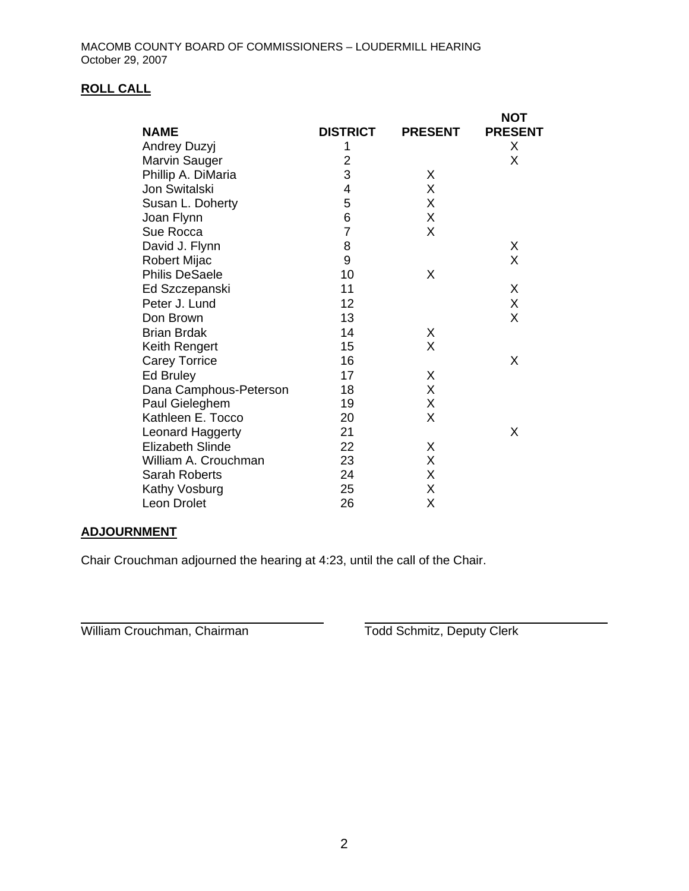MACOMB COUNTY BOARD OF COMMISSIONERS – LOUDERMILL HEARING
October 29, 2007

**ROLL CALL**

| NAME | DISTRICT | PRESENT | NOT PRESENT |
|---|---|---|---|
| Andrey Duzyj | 1 | | X |
| Marvin Sauger | 2 | | X |
| Phillip A. DiMaria | 3 | X | |
| Jon Switalski | 4 | X | |
| Susan L. Doherty | 5 | X | |
| Joan Flynn | 6 | X | |
| Sue Rocca | 7 | X | |
| David J. Flynn | 8 | | X |
| Robert Mijac | 9 | | X |
| Philis DeSaele | 10 | X | |
| Ed Szczepanski | 11 | | X |
| Peter J. Lund | 12 | | X |
| Don Brown | 13 | | X |
| Brian Brdak | 14 | X | |
| Keith Rengert | 15 | X | |
| Carey Torrice | 16 | | X |
| Ed Bruley | 17 | X | |
| Dana Camphous-Peterson | 18 | X | |
| Paul Gieleghem | 19 | X | |
| Kathleen E. Tocco | 20 | X | |
| Leonard Haggerty | 21 | | X |
| Elizabeth Slinde | 22 | X | |
| William A. Crouchman | 23 | X | |
| Sarah Roberts | 24 | X | |
| Kathy Vosburg | 25 | X | |
| Leon Drolet | 26 | X | |

**ADJOURNMENT**

Chair Crouchman adjourned the hearing at 4:23, until the call of the Chair.

William Crouchman, Chairman

Todd Schmitz, Deputy Clerk